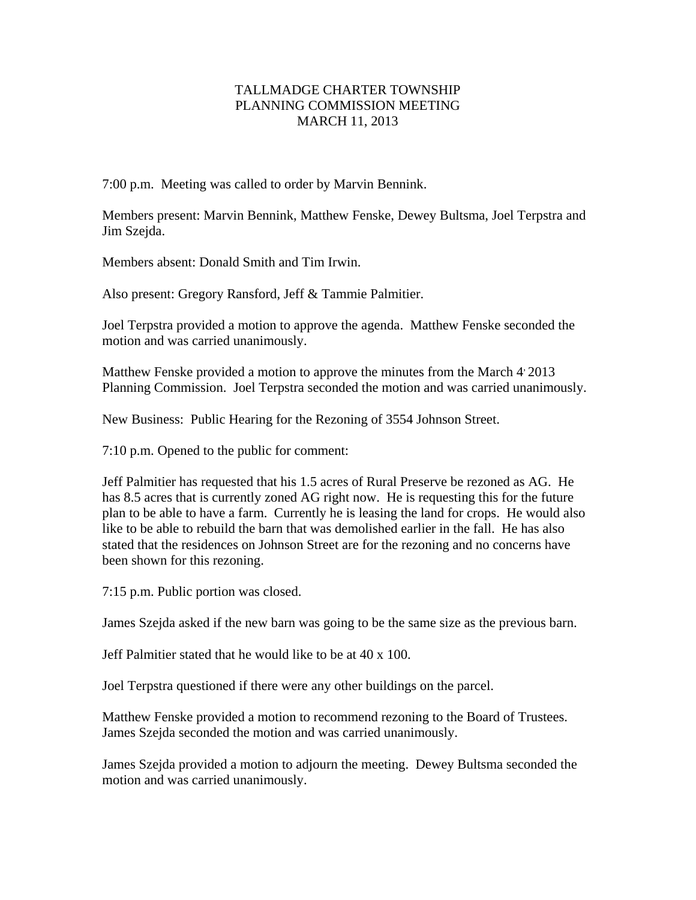# TALLMADGE CHARTER TOWNSHIP
## PLANNING COMMISSION MEETING
## MARCH 11, 2013

7:00 p.m. Meeting was called to order by Marvin Bennink.

Members present: Marvin Bennink, Matthew Fenske, Dewey Bultsma, Joel Terpstra and Jim Szejda.

Members absent: Donald Smith and Tim Irwin.

Also present: Gregory Ransford, Jeff & Tammie Palmitier.

Joel Terpstra provided a motion to approve the agenda. Matthew Fenske seconded the motion and was carried unanimously.

Matthew Fenske provided a motion to approve the minutes from the March 4, 2013 Planning Commission. Joel Terpstra seconded the motion and was carried unanimously.

New Business: Public Hearing for the Rezoning of 3554 Johnson Street.

7:10 p.m. Opened to the public for comment:

Jeff Palmitier has requested that his 1.5 acres of Rural Preserve be rezoned as AG. He has 8.5 acres that is currently zoned AG right now. He is requesting this for the future plan to be able to have a farm. Currently he is leasing the land for crops. He would also like to be able to rebuild the barn that was demolished earlier in the fall. He has also stated that the residences on Johnson Street are for the rezoning and no concerns have been shown for this rezoning.

7:15 p.m. Public portion was closed.

James Szejda asked if the new barn was going to be the same size as the previous barn.

Jeff Palmitier stated that he would like to be at 40 x 100.

Joel Terpstra questioned if there were any other buildings on the parcel.

Matthew Fenske provided a motion to recommend rezoning to the Board of Trustees. James Szejda seconded the motion and was carried unanimously.

James Szejda provided a motion to adjourn the meeting. Dewey Bultsma seconded the motion and was carried unanimously.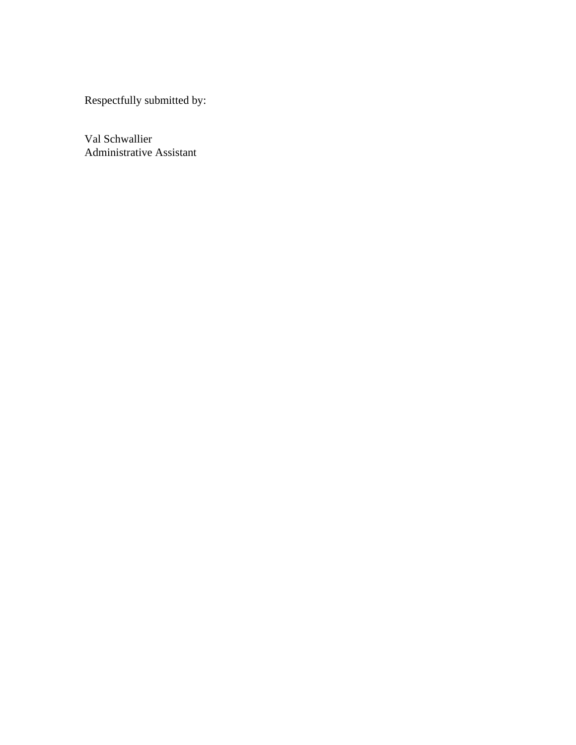Respectfully submitted by:

Val Schwallier
Administrative Assistant